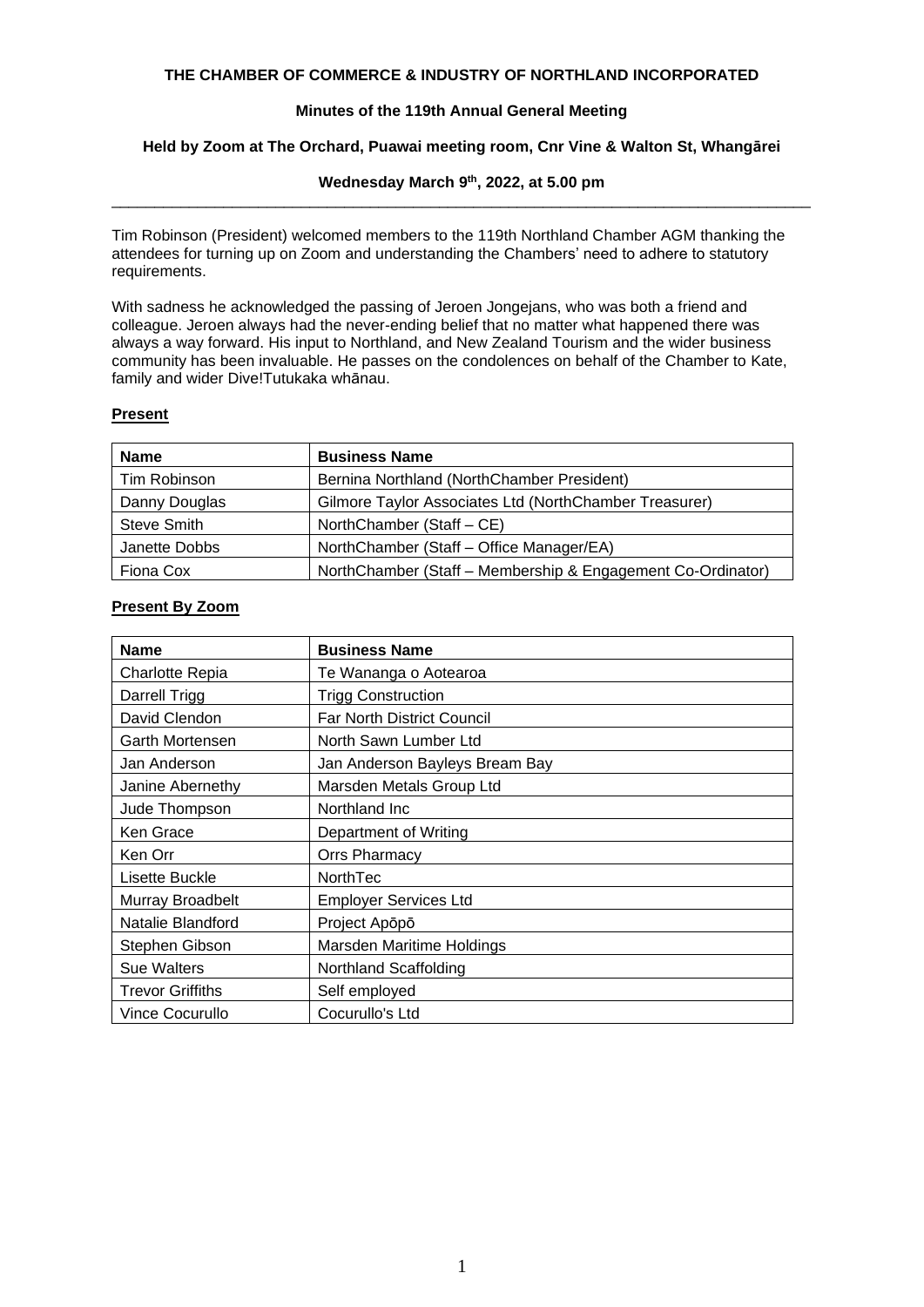**THE CHAMBER OF COMMERCE & INDUSTRY OF NORTHLAND INCORPORATED**

**Minutes of the 119th Annual General Meeting**

**Held by Zoom at The Orchard, Puawai meeting room, Cnr Vine & Walton St, Whangārei**

**Wednesday March 9th, 2022, at 5.00 pm**

---

Tim Robinson (President) welcomed members to the 119th Northland Chamber AGM thanking the attendees for turning up on Zoom and understanding the Chambers' need to adhere to statutory requirements.

With sadness he acknowledged the passing of Jeroen Jongejans, who was both a friend and colleague. Jeroen always had the never-ending belief that no matter what happened there was always a way forward. His input to Northland, and New Zealand Tourism and the wider business community has been invaluable. He passes on the condolences on behalf of the Chamber to Kate, family and wider Dive!Tutukaka whānau.

**Present**

| Name | Business Name |
|---|---|
| Tim Robinson | Bernina Northland (NorthChamber President) |
| Danny Douglas | Gilmore Taylor Associates Ltd (NorthChamber Treasurer) |
| Steve Smith | NorthChamber (Staff – CE) |
| Janette Dobbs | NorthChamber (Staff – Office Manager/EA) |
| Fiona Cox | NorthChamber (Staff – Membership & Engagement Co-Ordinator) |

**Present By Zoom**

| Name | Business Name |
|---|---|
| Charlotte Repia | Te Wananga o Aotearoa |
| Darrell Trigg | Trigg Construction |
| David Clendon | Far North District Council |
| Garth Mortensen | North Sawn Lumber Ltd |
| Jan Anderson | Jan Anderson Bayleys Bream Bay |
| Janine Abernethy | Marsden Metals Group Ltd |
| Jude Thompson | Northland Inc |
| Ken Grace | Department of Writing |
| Ken Orr | Orrs Pharmacy |
| Lisette Buckle | NorthTec |
| Murray Broadbelt | Employer Services Ltd |
| Natalie Blandford | Project Apōpō |
| Stephen Gibson | Marsden Maritime Holdings |
| Sue Walters | Northland Scaffolding |
| Trevor Griffiths | Self employed |
| Vince Cocurullo | Cocurullo's Ltd |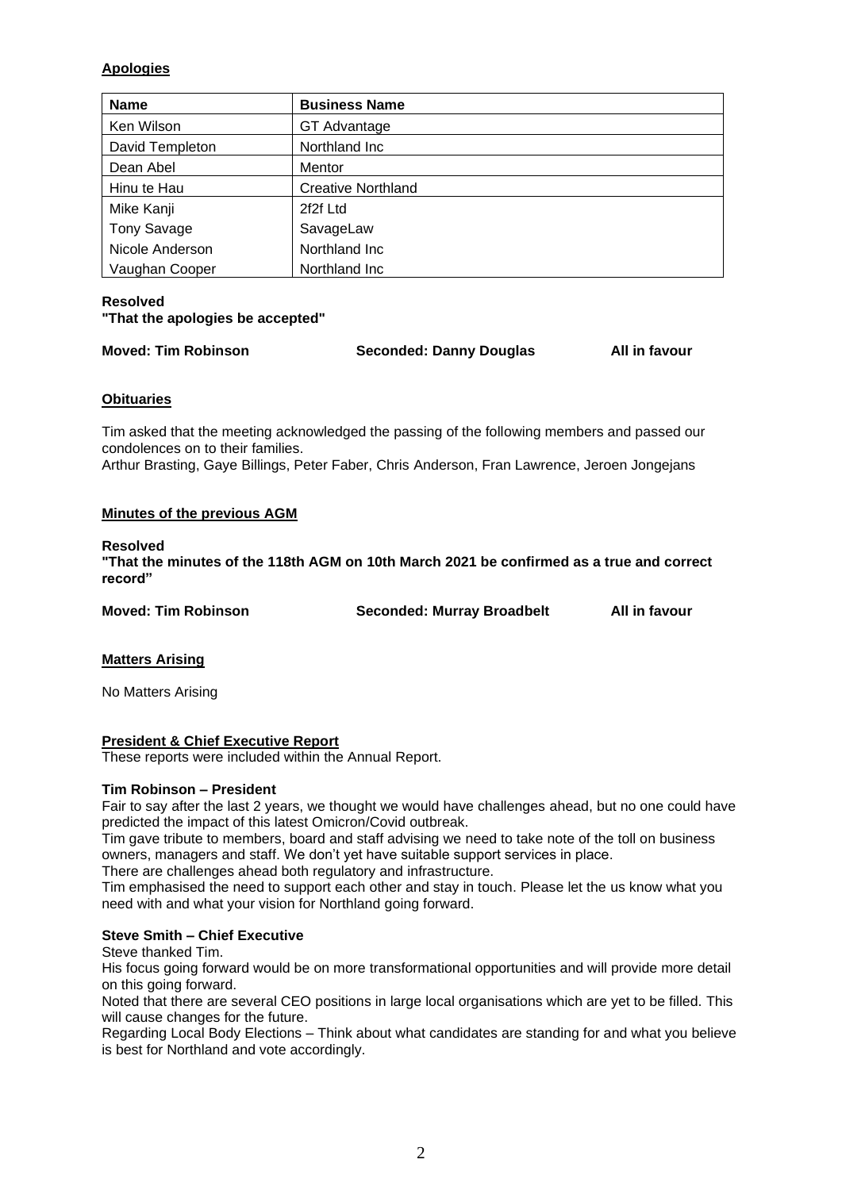## Apologies

| Name | Business Name |
|---|---|
| Ken Wilson | GT Advantage |
| David Templeton | Northland Inc |
| Dean Abel | Mentor |
| Hinu te Hau | Creative Northland |
| Mike Kanji | 2f2f Ltd |
| Tony Savage | SavageLaw |
| Nicole Anderson | Northland Inc |
| Vaughan Cooper | Northland Inc |

**Resolved**
**"That the apologies be accepted"**

**Moved: Tim Robinson** **Seconded: Danny Douglas** **All in favour**

## Obituaries

Tim asked that the meeting acknowledged the passing of the following members and passed our condolences on to their families.
Arthur Brasting, Gaye Billings, Peter Faber, Chris Anderson, Fran Lawrence, Jeroen Jongejans

## Minutes of the previous AGM

**Resolved**
**"That the minutes of the 118th AGM on 10th March 2021 be confirmed as a true and correct record"**

**Moved: Tim Robinson** **Seconded: Murray Broadbelt** **All in favour**

## Matters Arising

No Matters Arising

## President & Chief Executive Report

These reports were included within the Annual Report.

### Tim Robinson – President

Fair to say after the last 2 years, we thought we would have challenges ahead, but no one could have predicted the impact of this latest Omicron/Covid outbreak.
Tim gave tribute to members, board and staff advising we need to take note of the toll on business owners, managers and staff. We don't yet have suitable support services in place.
There are challenges ahead both regulatory and infrastructure.
Tim emphasised the need to support each other and stay in touch. Please let the us know what you need with and what your vision for Northland going forward.

### Steve Smith – Chief Executive

Steve thanked Tim.
His focus going forward would be on more transformational opportunities and will provide more detail on this going forward.
Noted that there are several CEO positions in large local organisations which are yet to be filled. This will cause changes for the future.
Regarding Local Body Elections – Think about what candidates are standing for and what you believe is best for Northland and vote accordingly.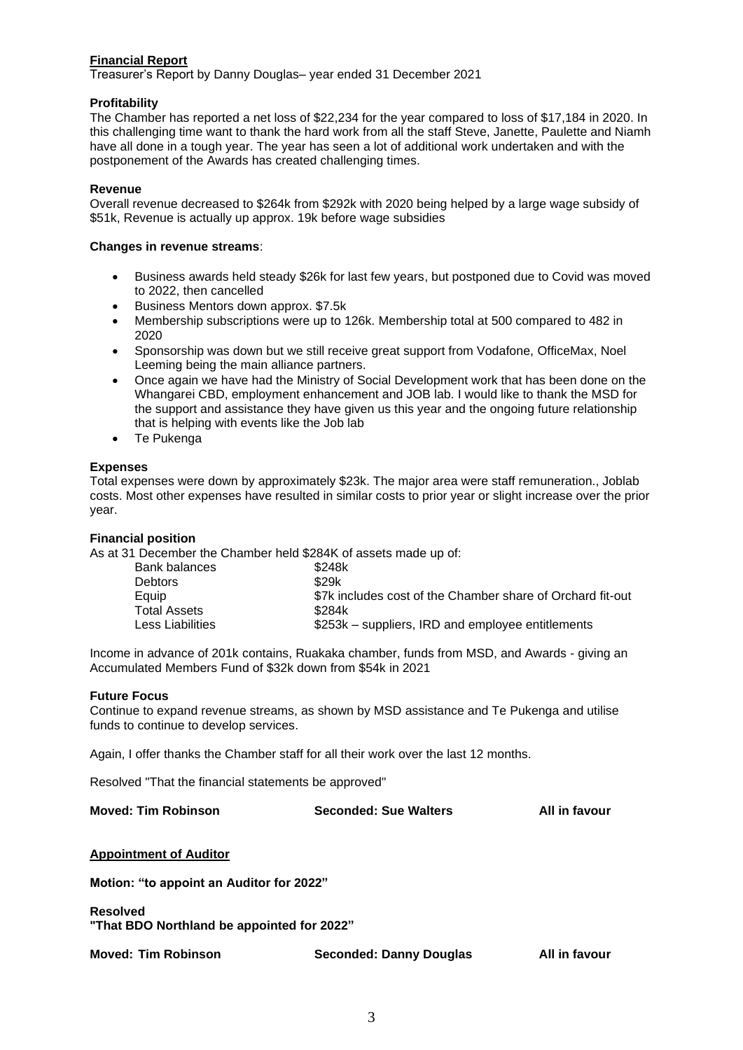**<u>Financial Report</u>**

Treasurer's Report by Danny Douglas– year ended 31 December 2021

**Profitability**

The Chamber has reported a net loss of $22,234 for the year compared to loss of $17,184 in 2020. In this challenging time want to thank the hard work from all the staff Steve, Janette, Paulette and Niamh have all done in a tough year. The year has seen a lot of additional work undertaken and with the postponement of the Awards has created challenging times.

**Revenue**

Overall revenue decreased to $264k from $292k with 2020 being helped by a large wage subsidy of $51k, Revenue is actually up approx. 19k before wage subsidies

**Changes in revenue streams**:

- Business awards held steady $26k for last few years, but postponed due to Covid was moved to 2022, then cancelled
- Business Mentors down approx. $7.5k
- Membership subscriptions were up to 126k. Membership total at 500 compared to 482 in 2020
- Sponsorship was down but we still receive great support from Vodafone, OfficeMax, Noel Leeming being the main alliance partners.
- Once again we have had the Ministry of Social Development work that has been done on the Whangarei CBD, employment enhancement and JOB lab. I would like to thank the MSD for the support and assistance they have given us this year and the ongoing future relationship that is helping with events like the Job lab
- Te Pukenga

**Expenses**

Total expenses were down by approximately $23k. The major area were staff remuneration., Joblab costs. Most other expenses have resulted in similar costs to prior year or slight increase over the prior year.

**Financial position**

As at 31 December the Chamber held $284K of assets made up of:

| | |
|---|---|
| Bank balances | $248k |
| Debtors | $29k |
| Equip | $7k includes cost of the Chamber share of Orchard fit-out |
| Total Assets | $284k |
| Less Liabilities | $253k – suppliers, IRD and employee entitlements |

Income in advance of 201k contains, Ruakaka chamber, funds from MSD, and Awards - giving an Accumulated Members Fund of $32k down from $54k in 2021

**Future Focus**

Continue to expand revenue streams, as shown by MSD assistance and Te Pukenga and utilise funds to continue to develop services.

Again, I offer thanks the Chamber staff for all their work over the last 12 months.

Resolved "That the financial statements be approved"

**Moved: Tim Robinson** **Seconded: Sue Walters** **All in favour**

**<u>Appointment of Auditor</u>**

**Motion: "to appoint an Auditor for 2022"**

**Resolved**
**"That BDO Northland be appointed for 2022"**

**Moved: Tim Robinson** **Seconded: Danny Douglas** **All in favour**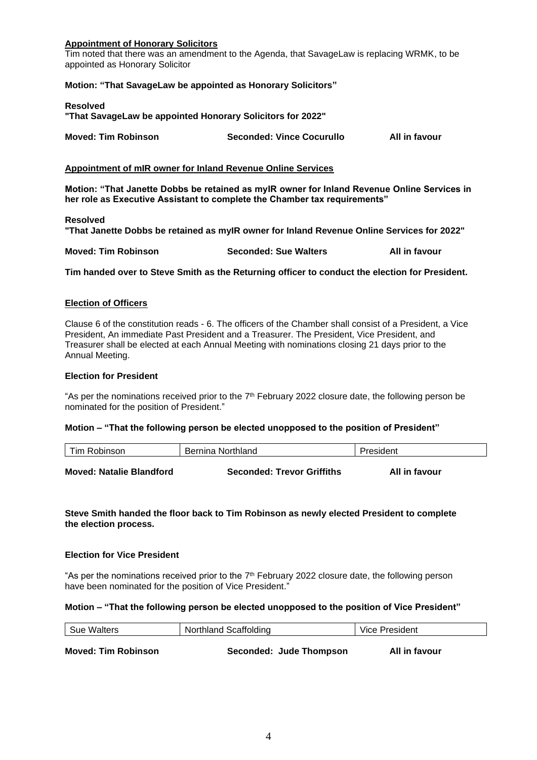**Appointment of Honorary Solicitors**

Tim noted that there was an amendment to the Agenda, that SavageLaw is replacing WRMK, to be appointed as Honorary Solicitor

**Motion: "That SavageLaw be appointed as Honorary Solicitors"**

**Resolved**
**"That SavageLaw be appointed Honorary Solicitors for 2022"**

**Moved: Tim Robinson** **Seconded: Vince Cocurullo** **All in favour**

**Appointment of mIR owner for Inland Revenue Online Services**

**Motion: "That Janette Dobbs be retained as myIR owner for Inland Revenue Online Services in her role as Executive Assistant to complete the Chamber tax requirements"**

**Resolved**
**"That Janette Dobbs be retained as myIR owner for Inland Revenue Online Services for 2022"**

**Moved: Tim Robinson** **Seconded: Sue Walters** **All in favour**

**Tim handed over to Steve Smith as the Returning officer to conduct the election for President.**

**Election of Officers**

Clause 6 of the constitution reads - 6. The officers of the Chamber shall consist of a President, a Vice President, An immediate Past President and a Treasurer. The President, Vice President, and Treasurer shall be elected at each Annual Meeting with nominations closing 21 days prior to the Annual Meeting.

**Election for President**

"As per the nominations received prior to the 7th February 2022 closure date, the following person be nominated for the position of President."

**Motion – "That the following person be elected unopposed to the position of President"**

| Tim Robinson | Bernina Northland | President |
|---|---|---|

**Moved: Natalie Blandford** **Seconded: Trevor Griffiths** **All in favour**

**Steve Smith handed the floor back to Tim Robinson as newly elected President to complete the election process.**

**Election for Vice President**

"As per the nominations received prior to the 7th February 2022 closure date, the following person have been nominated for the position of Vice President."

**Motion – "That the following person be elected unopposed to the position of Vice President"**

| Sue Walters | Northland Scaffolding | Vice President |
|---|---|---|

**Moved: Tim Robinson** **Seconded: Jude Thompson** **All in favour**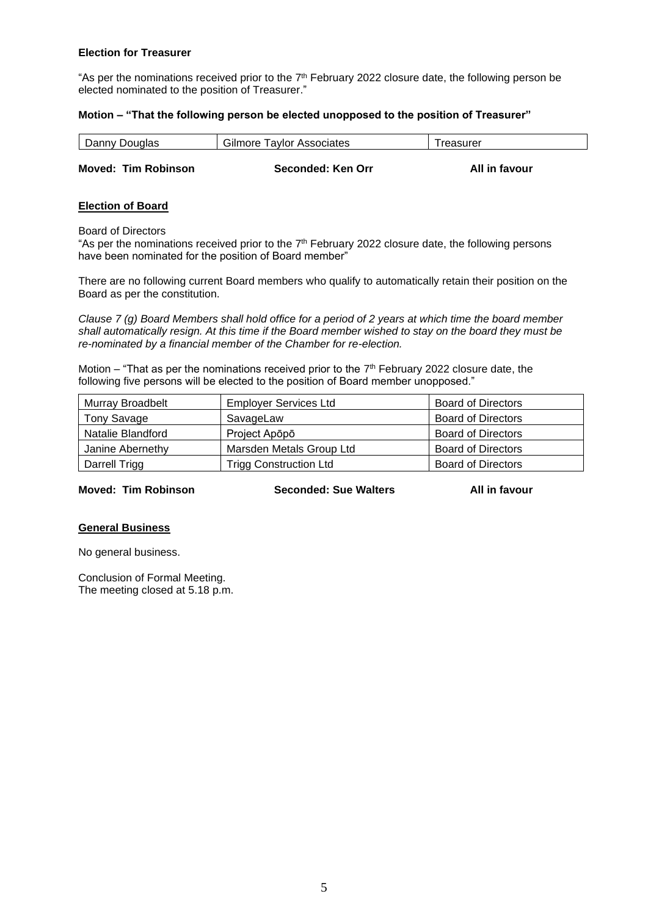**Election for Treasurer**

"As per the nominations received prior to the 7th February 2022 closure date, the following person be elected nominated to the position of Treasurer."

**Motion – "That the following person be elected unopposed to the position of Treasurer"**

| | | |
|---|---|---|
| Danny Douglas | Gilmore Taylor Associates | Treasurer |

**Moved: Tim Robinson** **Seconded: Ken Orr** **All in favour**

**Election of Board**

Board of Directors
"As per the nominations received prior to the 7th February 2022 closure date, the following persons have been nominated for the position of Board member"

There are no following current Board members who qualify to automatically retain their position on the Board as per the constitution.

*Clause 7 (g) Board Members shall hold office for a period of 2 years at which time the board member shall automatically resign. At this time if the Board member wished to stay on the board they must be re-nominated by a financial member of the Chamber for re-election.*

Motion – "That as per the nominations received prior to the 7th February 2022 closure date, the following five persons will be elected to the position of Board member unopposed."

| | | |
|---|---|---|
| Murray Broadbelt | Employer Services Ltd | Board of Directors |
| Tony Savage | SavageLaw | Board of Directors |
| Natalie Blandford | Project Apōpō | Board of Directors |
| Janine Abernethy | Marsden Metals Group Ltd | Board of Directors |
| Darrell Trigg | Trigg Construction Ltd | Board of Directors |

**Moved: Tim Robinson** **Seconded: Sue Walters** **All in favour**

**General Business**

No general business.

Conclusion of Formal Meeting.
The meeting closed at 5.18 p.m.